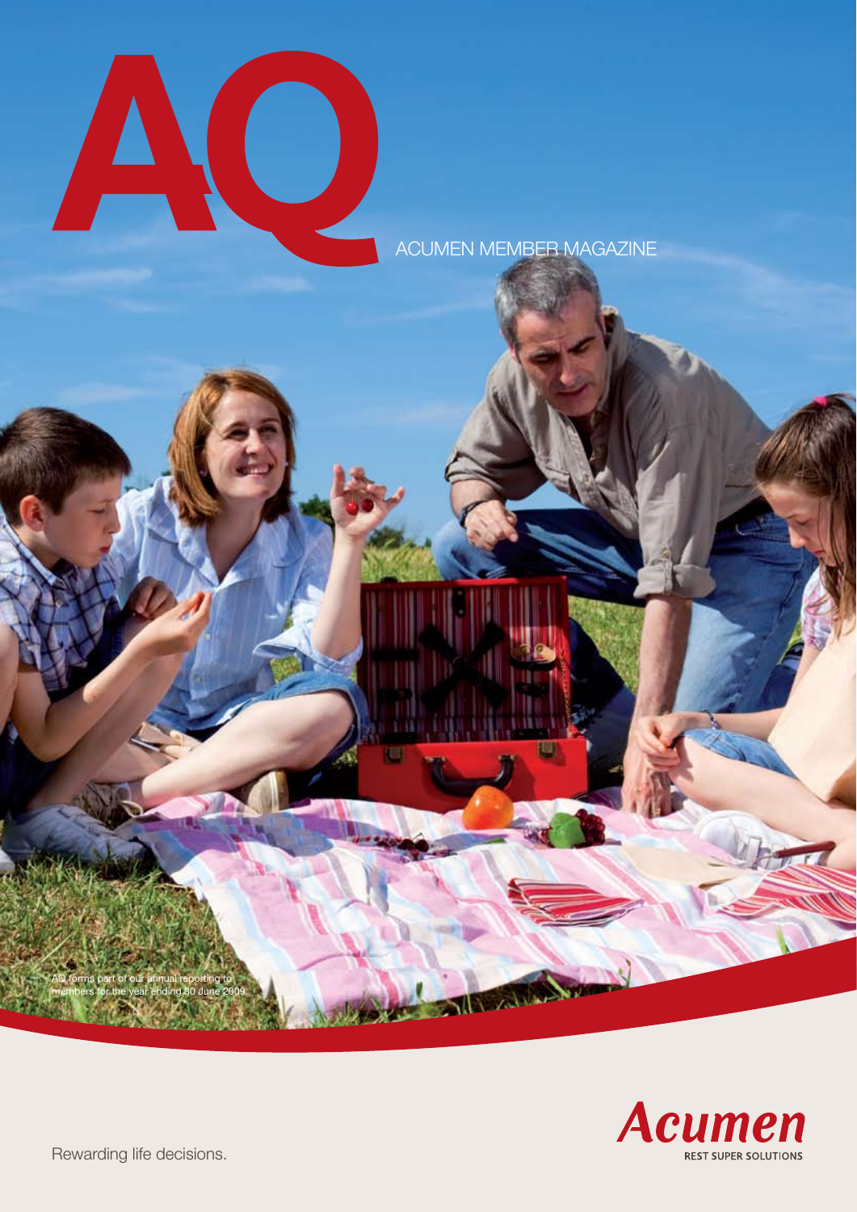# AQ

ACUMEN MEMBER MAGAZINE

AQ forms part of our annual reporting to members for the year ending 30 June 2009.

Rewarding life decisions.

Acumen
REST SUPER SOLUTIONS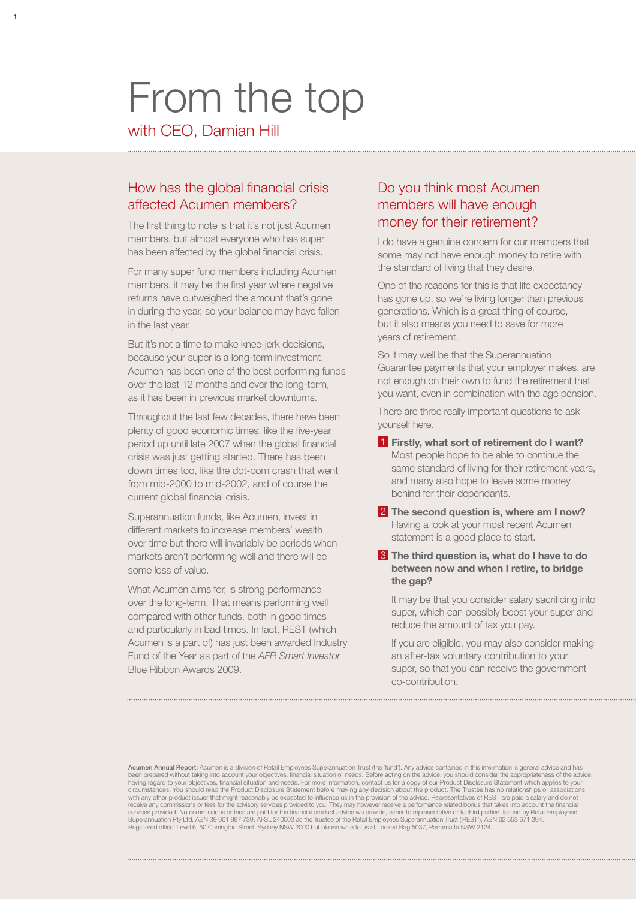# From the top

with CEO, Damian Hill

## How has the global financial crisis affected Acumen members?

The first thing to note is that it's not just Acumen members, but almost everyone who has super has been affected by the global financial crisis.

For many super fund members including Acumen members, it may be the first year where negative returns have outweighed the amount that's gone in during the year, so your balance may have fallen in the last year.

But it's not a time to make knee-jerk decisions, because your super is a long-term investment. Acumen has been one of the best performing funds over the last 12 months and over the long-term, as it has been in previous market downturns.

Throughout the last few decades, there have been plenty of good economic times, like the five-year period up until late 2007 when the global financial crisis was just getting started. There has been down times too, like the dot-com crash that went from mid-2000 to mid-2002, and of course the current global financial crisis.

Superannuation funds, like Acumen, invest in different markets to increase members' wealth over time but there will invariably be periods when markets aren't performing well and there will be some loss of value.

What Acumen aims for, is strong performance over the long-term. That means performing well compared with other funds, both in good times and particularly in bad times. In fact, REST (which Acumen is a part of) has just been awarded Industry Fund of the Year as part of the *AFR Smart Investor* Blue Ribbon Awards 2009.

## Do you think most Acumen members will have enough money for their retirement?

I do have a genuine concern for our members that some may not have enough money to retire with the standard of living that they desire.

One of the reasons for this is that life expectancy has gone up, so we're living longer than previous generations. Which is a great thing of course, but it also means you need to save for more years of retirement.

So it may well be that the Superannuation Guarantee payments that your employer makes, are not enough on their own to fund the retirement that you want, even in combination with the age pension.

There are three really important questions to ask yourself here.

1. **Firstly, what sort of retirement do I want?** Most people hope to be able to continue the same standard of living for their retirement years, and many also hope to leave some money behind for their dependants.
2. **The second question is, where am I now?** Having a look at your most recent Acumen statement is a good place to start.
3. **The third question is, what do I have to do between now and when I retire, to bridge the gap?**

   It may be that you consider salary sacrificing into super, which can possibly boost your super and reduce the amount of tax you pay.

   If you are eligible, you may also consider making an after-tax voluntary contribution to your super, so that you can receive the government co-contribution.

**Acumen Annual Report:** Acumen is a division of Retail Employees Superannuation Trust (the 'fund'). Any advice contained in this information is general advice and has been prepared without taking into account your objectives, financial situation or needs. Before acting on the advice, you should consider the appropriateness of the advice, having regard to your objectives, financial situation and needs. For more information, contact us for a copy of our Product Disclosure Statement which applies to your circumstances. You should read the Product Disclosure Statement before making any decision about the product. The Trustee has no relationships or associations with any other product issuer that might reasonably be expected to influence us in the provision of the advice. Representatives of REST are paid a salary and do not receive any commissions or fees for the advisory services provided to you. They may however receive a performance related bonus that takes into account the financial services provided. No commissions or fees are paid for the financial product advice we provide, either to representative or to third parties. Issued by Retail Employees Superannuation Pty Ltd, ABN 39 001 987 739, AFSL 240003 as the Trustee of the Retail Employees Superannuation Trust ('REST'), ABN 62 653 671 394. Registered office: Level 6, 50 Carrington Street, Sydney NSW 2000 but please write to us at Locked Bag 5037, Parramatta NSW 2124.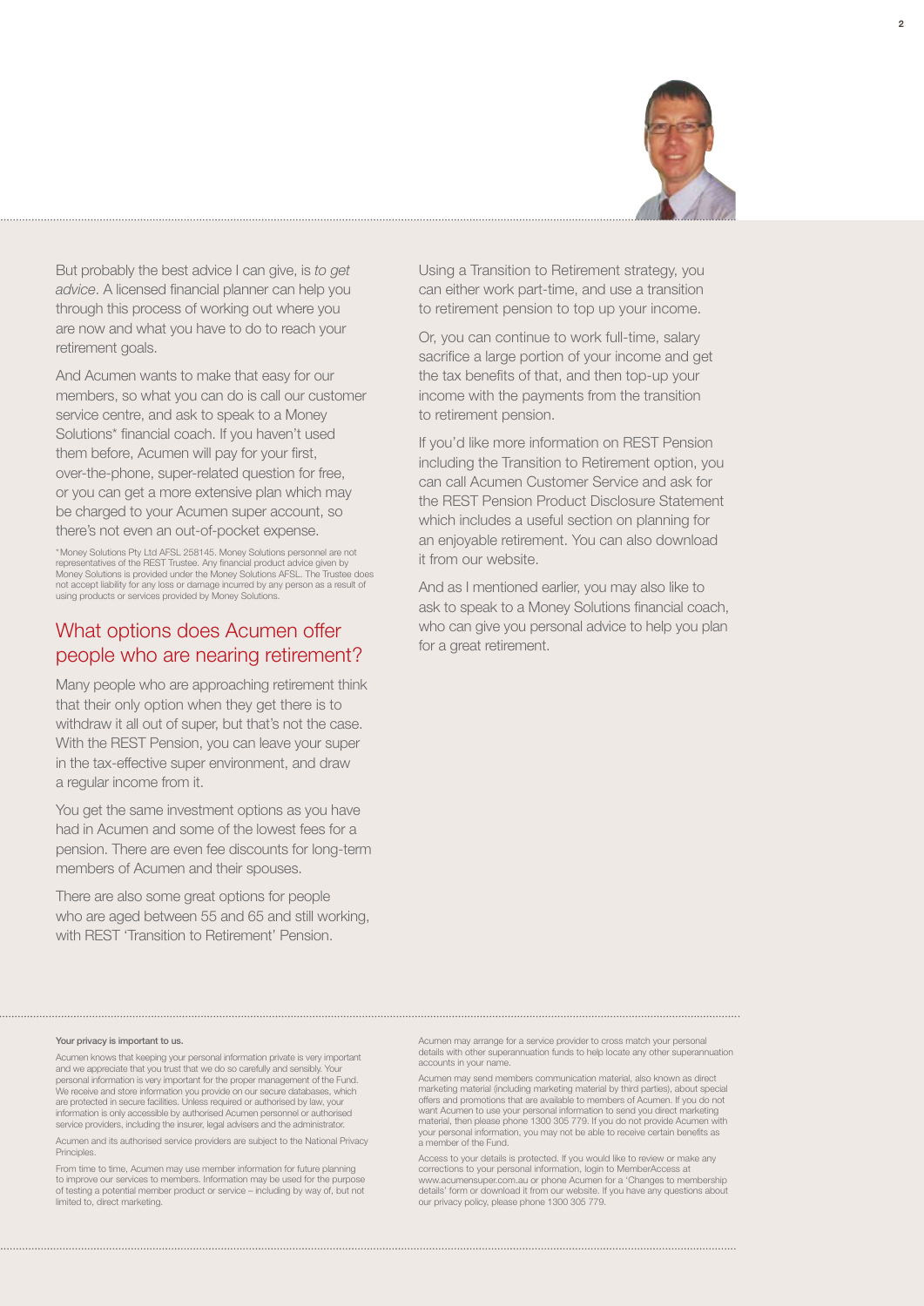But probably the best advice I can give, is *to get advice*. A licensed financial planner can help you through this process of working out where you are now and what you have to do to reach your retirement goals.

And Acumen wants to make that easy for our members, so what you can do is call our customer service centre, and ask to speak to a Money Solutions* financial coach. If you haven't used them before, Acumen will pay for your first, over-the-phone, super-related question for free, or you can get a more extensive plan which may be charged to your Acumen super account, so there's not even an out-of-pocket expense.

*Money Solutions Pty Ltd AFSL 258145. Money Solutions personnel are not representatives of the REST Trustee. Any financial product advice given by Money Solutions is provided under the Money Solutions AFSL. The Trustee does not accept liability for any loss or damage incurred by any person as a result of using products or services provided by Money Solutions.

## What options does Acumen offer people who are nearing retirement?

Many people who are approaching retirement think that their only option when they get there is to withdraw it all out of super, but that's not the case. With the REST Pension, you can leave your super in the tax-effective super environment, and draw a regular income from it.

You get the same investment options as you have had in Acumen and some of the lowest fees for a pension. There are even fee discounts for long-term members of Acumen and their spouses.

There are also some great options for people who are aged between 55 and 65 and still working, with REST 'Transition to Retirement' Pension.

Using a Transition to Retirement strategy, you can either work part-time, and use a transition to retirement pension to top up your income.

Or, you can continue to work full-time, salary sacrifice a large portion of your income and get the tax benefits of that, and then top-up your income with the payments from the transition to retirement pension.

If you'd like more information on REST Pension including the Transition to Retirement option, you can call Acumen Customer Service and ask for the REST Pension Product Disclosure Statement which includes a useful section on planning for an enjoyable retirement. You can also download it from our website.

And as I mentioned earlier, you may also like to ask to speak to a Money Solutions financial coach, who can give you personal advice to help you plan for a great retirement.

**Your privacy is important to us.**

Acumen knows that keeping your personal information private is very important and we appreciate that you trust that we do so carefully and sensibly. Your personal information is very important for the proper management of the Fund. We receive and store information you provide on our secure databases, which are protected in secure facilities. Unless required or authorised by law, your information is only accessible by authorised Acumen personnel or authorised service providers, including the insurer, legal advisers and the administrator.

Acumen and its authorised service providers are subject to the National Privacy Principles.

From time to time, Acumen may use member information for future planning to improve our services to members. Information may be used for the purpose of testing a potential member product or service – including by way of, but not limited to, direct marketing.

Acumen may arrange for a service provider to cross match your personal details with other superannuation funds to help locate any other superannuation accounts in your name.

Acumen may send members communication material, also known as direct marketing material (including marketing material by third parties), about special offers and promotions that are available to members of Acumen. If you do not want Acumen to use your personal information to send you direct marketing material, then please phone 1300 305 779. If you do not provide Acumen with your personal information, you may not be able to receive certain benefits as a member of the Fund.

Access to your details is protected. If you would like to review or make any corrections to your personal information, login to MemberAccess at www.acumensuper.com.au or phone Acumen for a 'Changes to membership details' form or download it from our website. If you have any questions about our privacy policy, please phone 1300 305 779.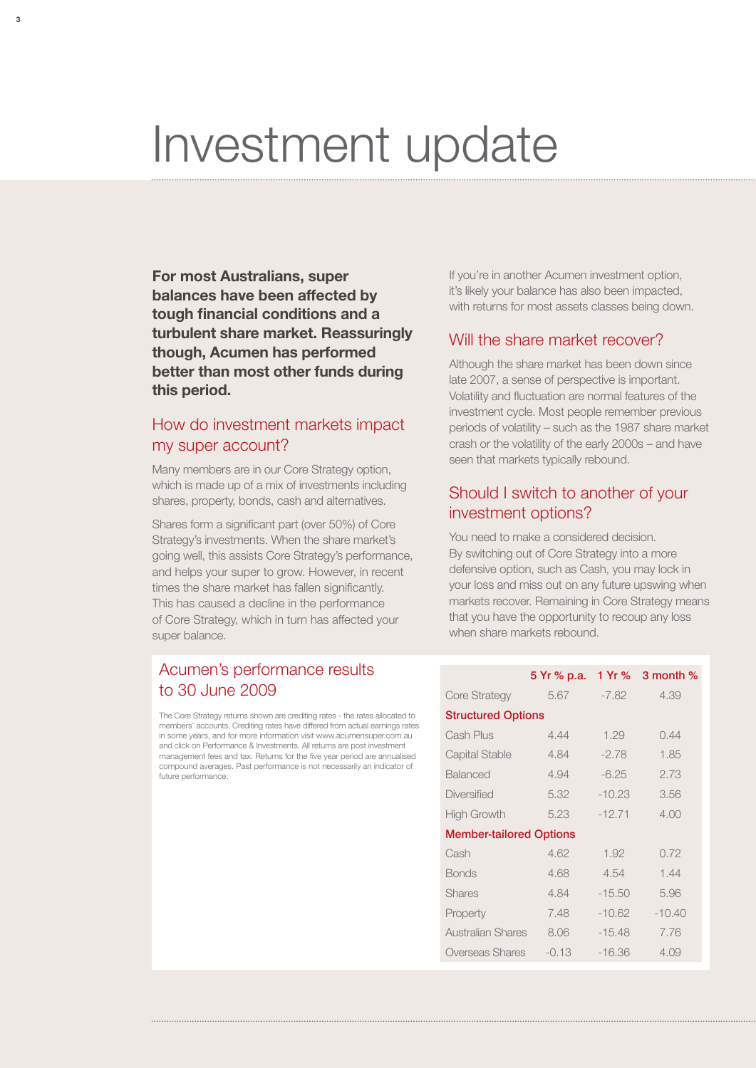# Investment update

**For most Australians, super balances have been affected by tough financial conditions and a turbulent share market. Reassuringly though, Acumen has performed better than most other funds during this period.**

## How do investment markets impact my super account?

Many members are in our Core Strategy option, which is made up of a mix of investments including shares, property, bonds, cash and alternatives.

Shares form a significant part (over 50%) of Core Strategy's investments. When the share market's going well, this assists Core Strategy's performance, and helps your super to grow. However, in recent times the share market has fallen significantly. This has caused a decline in the performance of Core Strategy, which in turn has affected your super balance.

If you're in another Acumen investment option, it's likely your balance has also been impacted, with returns for most assets classes being down.

## Will the share market recover?

Although the share market has been down since late 2007, a sense of perspective is important. Volatility and fluctuation are normal features of the investment cycle. Most people remember previous periods of volatility – such as the 1987 share market crash or the volatility of the early 2000s – and have seen that markets typically rebound.

## Should I switch to another of your investment options?

You need to make a considered decision. By switching out of Core Strategy into a more defensive option, such as Cash, you may lock in your loss and miss out on any future upswing when markets recover. Remaining in Core Strategy means that you have the opportunity to recoup any loss when share markets rebound.

## Acumen's performance results to 30 June 2009

The Core Strategy returns shown are crediting rates - the rates allocated to members' accounts. Crediting rates have differed from actual earnings rates in some years, and for more information visit www.acumensuper.com.au and click on Performance & Investments. All returns are post investment management fees and tax. Returns for the five year period are annualised compound averages. Past performance is not necessarily an indicator of future performance.

| | 5 Yr % p.a. | 1 Yr % | 3 month % |
|---|---|---|---|
| Core Strategy | 5.67 | -7.82 | 4.39 |
| **Structured Options** | | | |
| Cash Plus | 4.44 | 1.29 | 0.44 |
| Capital Stable | 4.84 | -2.78 | 1.85 |
| Balanced | 4.94 | -6.25 | 2.73 |
| Diversified | 5.32 | -10.23 | 3.56 |
| High Growth | 5.23 | -12.71 | 4.00 |
| **Member-tailored Options** | | | |
| Cash | 4.62 | 1.92 | 0.72 |
| Bonds | 4.68 | 4.54 | 1.44 |
| Shares | 4.84 | -15.50 | 5.96 |
| Property | 7.48 | -10.62 | -10.40 |
| Australian Shares | 8.06 | -15.48 | 7.76 |
| Overseas Shares | -0.13 | -16.36 | 4.09 |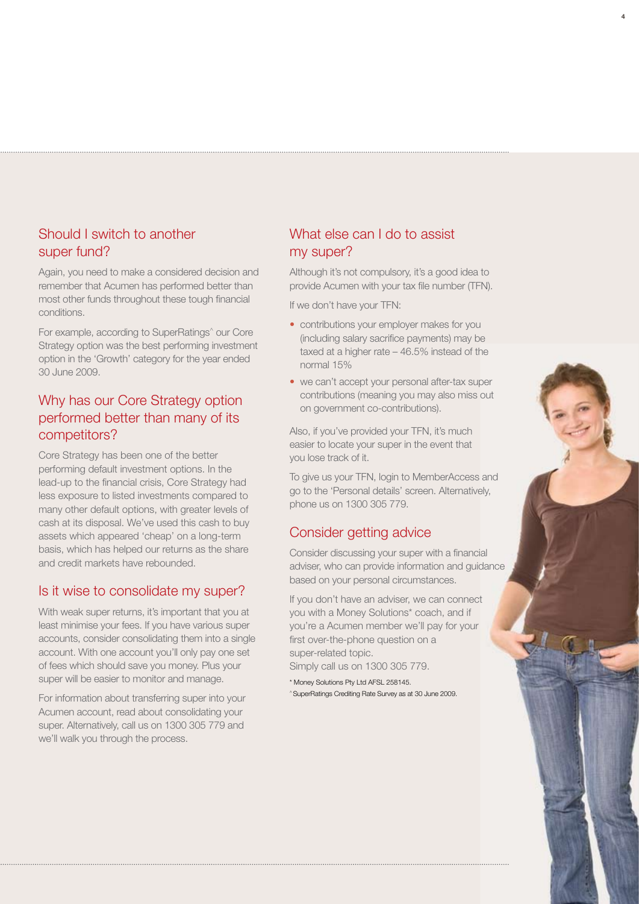## Should I switch to another super fund?

Again, you need to make a considered decision and remember that Acumen has performed better than most other funds throughout these tough financial conditions.

For example, according to SuperRatings^ our Core Strategy option was the best performing investment option in the 'Growth' category for the year ended 30 June 2009.

## Why has our Core Strategy option performed better than many of its competitors?

Core Strategy has been one of the better performing default investment options. In the lead-up to the financial crisis, Core Strategy had less exposure to listed investments compared to many other default options, with greater levels of cash at its disposal. We've used this cash to buy assets which appeared 'cheap' on a long-term basis, which has helped our returns as the share and credit markets have rebounded.

## Is it wise to consolidate my super?

With weak super returns, it's important that you at least minimise your fees. If you have various super accounts, consider consolidating them into a single account. With one account you'll only pay one set of fees which should save you money. Plus your super will be easier to monitor and manage.

For information about transferring super into your Acumen account, read about consolidating your super. Alternatively, call us on 1300 305 779 and we'll walk you through the process.

## What else can I do to assist my super?

Although it's not compulsory, it's a good idea to provide Acumen with your tax file number (TFN).

If we don't have your TFN:

- contributions your employer makes for you (including salary sacrifice payments) may be taxed at a higher rate – 46.5% instead of the normal 15%
- we can't accept your personal after-tax super contributions (meaning you may also miss out on government co-contributions).

Also, if you've provided your TFN, it's much easier to locate your super in the event that you lose track of it.

To give us your TFN, login to MemberAccess and go to the 'Personal details' screen. Alternatively, phone us on 1300 305 779.

## Consider getting advice

Consider discussing your super with a financial adviser, who can provide information and guidance based on your personal circumstances.

If you don't have an adviser, we can connect you with a Money Solutions* coach, and if you're a Acumen member we'll pay for your first over-the-phone question on a super-related topic.
Simply call us on 1300 305 779.

\* Money Solutions Pty Ltd AFSL 258145.

^ SuperRatings Crediting Rate Survey as at 30 June 2009.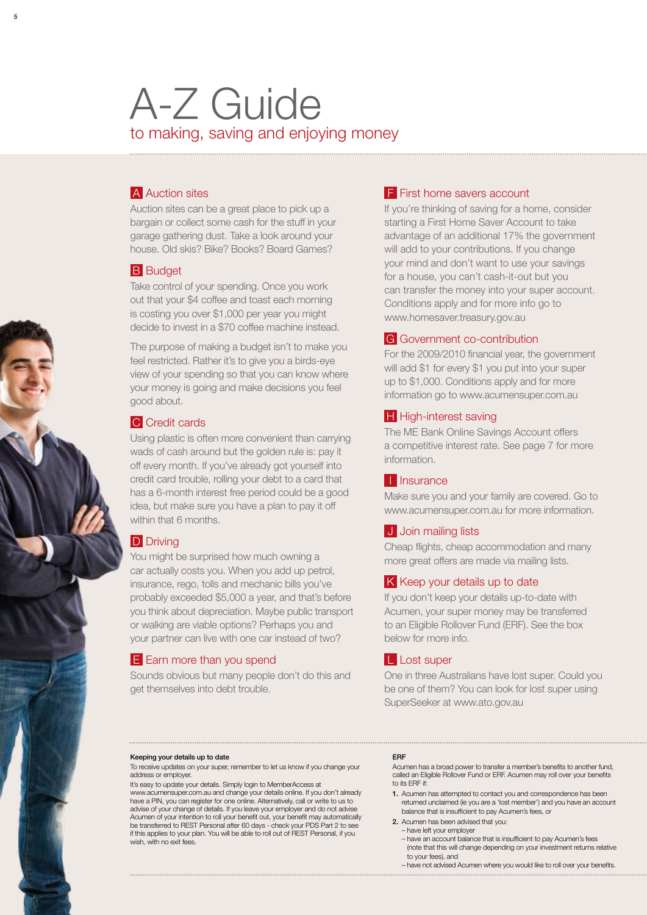# A-Z Guide

## to making, saving and enjoying money

### A Auction sites

Auction sites can be a great place to pick up a bargain or collect some cash for the stuff in your garage gathering dust. Take a look around your house. Old skis? Bike? Books? Board Games?

### B Budget

Take control of your spending. Once you work out that your $4 coffee and toast each morning is costing you over $1,000 per year you might decide to invest in a $70 coffee machine instead.

The purpose of making a budget isn't to make you feel restricted. Rather it's to give you a birds-eye view of your spending so that you can know where your money is going and make decisions you feel good about.

### C Credit cards

Using plastic is often more convenient than carrying wads of cash around but the golden rule is: pay it off every month. If you've already got yourself into credit card trouble, rolling your debt to a card that has a 6-month interest free period could be a good idea, but make sure you have a plan to pay it off within that 6 months.

### D Driving

You might be surprised how much owning a car actually costs you. When you add up petrol, insurance, rego, tolls and mechanic bills you've probably exceeded $5,000 a year, and that's before you think about depreciation. Maybe public transport or walking are viable options? Perhaps you and your partner can live with one car instead of two?

### E Earn more than you spend

Sounds obvious but many people don't do this and get themselves into debt trouble.

### F First home savers account

If you're thinking of saving for a home, consider starting a First Home Saver Account to take advantage of an additional 17% the government will add to your contributions. If you change your mind and don't want to use your savings for a house, you can't cash-it-out but you can transfer the money into your super account. Conditions apply and for more info go to www.homesaver.treasury.gov.au

### G Government co-contribution

For the 2009/2010 financial year, the government will add $1 for every $1 you put into your super up to $1,000. Conditions apply and for more information go to www.acumensuper.com.au

### H High-interest saving

The ME Bank Online Savings Account offers a competitive interest rate. See page 7 for more information.

### I Insurance

Make sure you and your family are covered. Go to www.acumensuper.com.au for more information.

### J Join mailing lists

Cheap flights, cheap accommodation and many more great offers are made via mailing lists.

### K Keep your details up to date

If you don't keep your details up-to-date with Acumen, your super money may be transferred to an Eligible Rollover Fund (ERF). See the box below for more info.

### L Lost super

One in three Australians have lost super. Could you be one of them? You can look for lost super using SuperSeeker at www.ato.gov.au

---

**Keeping your details up to date**

To receive updates on your super, remember to let us know if you change your address or employer.

It's easy to update your details. Simply login to MemberAccess at www.acumensuper.com.au and change your details online. If you don't already have a PIN, you can register for one online. Alternatively, call or write to us to advise of your change of details. If you leave your employer and do not advise Acumen of your intention to roll your benefit out, your benefit may automatically be transferred to REST Personal after 60 days - check your PDS Part 2 to see if this applies to your plan. You will be able to roll out of REST Personal, if you wish, with no exit fees.

**ERF**

Acumen has a broad power to transfer a member's benefits to another fund, called an Eligible Rollover Fund or ERF. Acumen may roll over your benefits to its ERF if:

1. Acumen has attempted to contact you and correspondence has been returned unclaimed (ie you are a 'lost member') and you have an account balance that is insufficient to pay Acumen's fees, or
2. Acumen has been advised that you:
   - have left your employer
   - have an account balance that is insufficient to pay Acumen's fees (note that this will change depending on your investment returns relative to your fees), and
   - have not advised Acumen where you would like to roll over your benefits.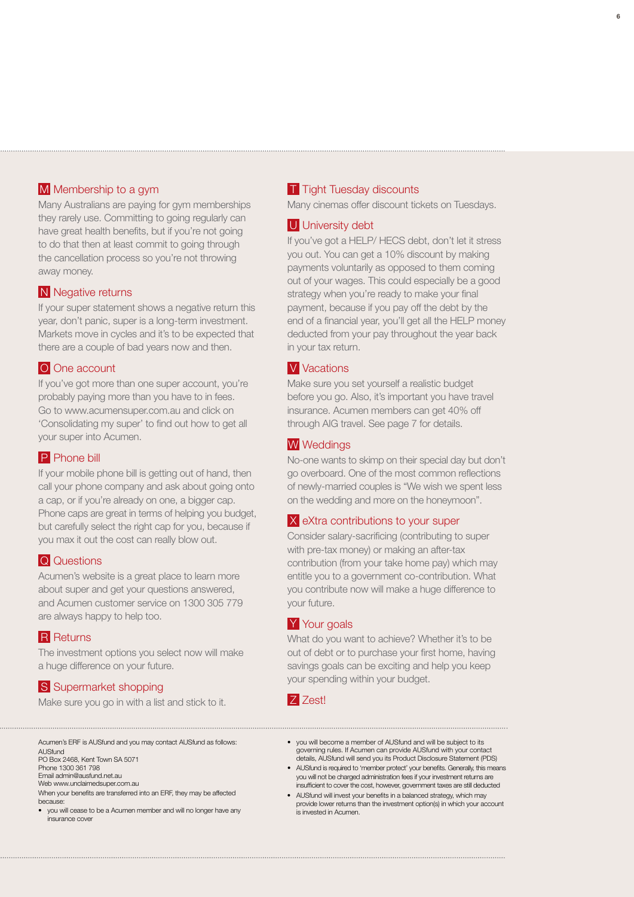### M Membership to a gym

Many Australians are paying for gym memberships they rarely use. Committing to going regularly can have great health benefits, but if you're not going to do that then at least commit to going through the cancellation process so you're not throwing away money.

### N Negative returns

If your super statement shows a negative return this year, don't panic, super is a long-term investment. Markets move in cycles and it's to be expected that there are a couple of bad years now and then.

### O One account

If you've got more than one super account, you're probably paying more than you have to in fees. Go to www.acumensuper.com.au and click on 'Consolidating my super' to find out how to get all your super into Acumen.

### P Phone bill

If your mobile phone bill is getting out of hand, then call your phone company and ask about going onto a cap, or if you're already on one, a bigger cap. Phone caps are great in terms of helping you budget, but carefully select the right cap for you, because if you max it out the cost can really blow out.

### Q Questions

Acumen's website is a great place to learn more about super and get your questions answered, and Acumen customer service on 1300 305 779 are always happy to help too.

### R Returns

The investment options you select now will make a huge difference on your future.

### S Supermarket shopping

Make sure you go in with a list and stick to it.

### T Tight Tuesday discounts

Many cinemas offer discount tickets on Tuesdays.

### U University debt

If you've got a HELP/ HECS debt, don't let it stress you out. You can get a 10% discount by making payments voluntarily as opposed to them coming out of your wages. This could especially be a good strategy when you're ready to make your final payment, because if you pay off the debt by the end of a financial year, you'll get all the HELP money deducted from your pay throughout the year back in your tax return.

### V Vacations

Make sure you set yourself a realistic budget before you go. Also, it's important you have travel insurance. Acumen members can get 40% off through AIG travel. See page 7 for details.

### W Weddings

No-one wants to skimp on their special day but don't go overboard. One of the most common reflections of newly-married couples is "We wish we spent less on the wedding and more on the honeymoon".

### X eXtra contributions to your super

Consider salary-sacrificing (contributing to super with pre-tax money) or making an after-tax contribution (from your take home pay) which may entitle you to a government co-contribution. What you contribute now will make a huge difference to your future.

### Y Your goals

What do you want to achieve? Whether it's to be out of debt or to purchase your first home, having savings goals can be exciting and help you keep your spending within your budget.

### Z Zest!

---

Acumen's ERF is AUSfund and you may contact AUSfund as follows:
AUSfund
PO Box 2468, Kent Town SA 5071
Phone 1300 361 798
Email admin@ausfund.net.au
Web www.unclaimedsuper.com.au

When your benefits are transferred into an ERF, they may be affected because:

- you will cease to be a Acumen member and will no longer have any insurance cover
- you will become a member of AUSfund and will be subject to its governing rules. If Acumen can provide AUSfund with your contact details, AUSfund will send you its Product Disclosure Statement (PDS)
- AUSfund is required to 'member protect' your benefits. Generally, this means you will not be charged administration fees if your investment returns are insufficient to cover the cost, however, government taxes are still deducted
- AUSfund will invest your benefits in a balanced strategy, which may provide lower returns than the investment option(s) in which your account is invested in Acumen.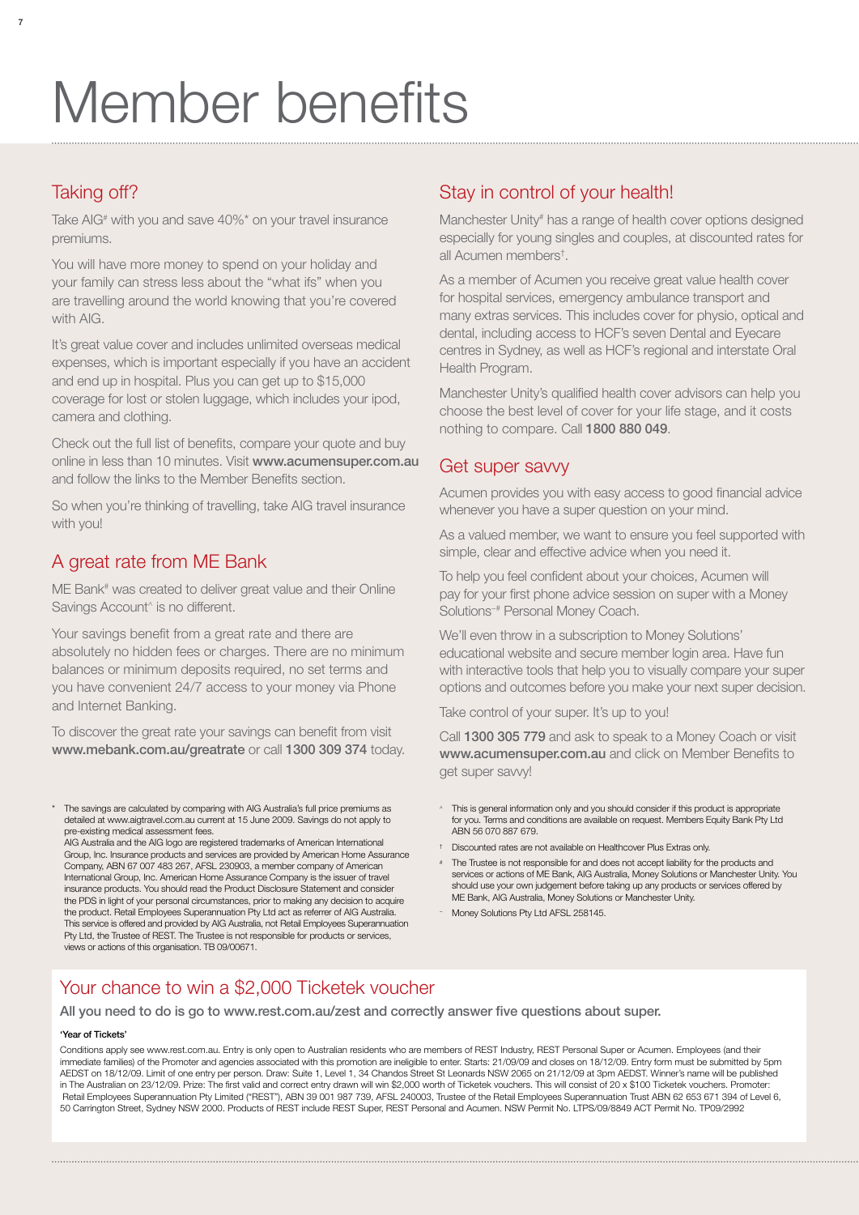# Member benefits

## Taking off?

Take AIG# with you and save 40%* on your travel insurance premiums.

You will have more money to spend on your holiday and your family can stress less about the "what ifs" when you are travelling around the world knowing that you're covered with AIG.

It's great value cover and includes unlimited overseas medical expenses, which is important especially if you have an accident and end up in hospital. Plus you can get up to $15,000 coverage for lost or stolen luggage, which includes your ipod, camera and clothing.

Check out the full list of benefits, compare your quote and buy online in less than 10 minutes. Visit **www.acumensuper.com.au** and follow the links to the Member Benefits section.

So when you're thinking of travelling, take AIG travel insurance with you!

## A great rate from ME Bank

ME Bank# was created to deliver great value and their Online Savings Account^ is no different.

Your savings benefit from a great rate and there are absolutely no hidden fees or charges. There are no minimum balances or minimum deposits required, no set terms and you have convenient 24/7 access to your money via Phone and Internet Banking.

To discover the great rate your savings can benefit from visit **www.mebank.com.au/greatrate** or call **1300 309 374** today.

\* The savings are calculated by comparing with AIG Australia's full price premiums as detailed at www.aigtravel.com.au current at 15 June 2009. Savings do not apply to pre-existing medical assessment fees.
AIG Australia and the AIG logo are registered trademarks of American International Group, Inc. Insurance products and services are provided by American Home Assurance Company, ABN 67 007 483 267, AFSL 230903, a member company of American International Group, Inc. American Home Assurance Company is the issuer of travel insurance products. You should read the Product Disclosure Statement and consider the PDS in light of your personal circumstances, prior to making any decision to acquire the product. Retail Employees Superannuation Pty Ltd act as referrer of AIG Australia. This service is offered and provided by AIG Australia, not Retail Employees Superannuation Pty Ltd, the Trustee of REST. The Trustee is not responsible for products or services, views or actions of this organisation. TB 09/00671.

## Stay in control of your health!

Manchester Unity# has a range of health cover options designed especially for young singles and couples, at discounted rates for all Acumen members†.

As a member of Acumen you receive great value health cover for hospital services, emergency ambulance transport and many extras services. This includes cover for physio, optical and dental, including access to HCF's seven Dental and Eyecare centres in Sydney, as well as HCF's regional and interstate Oral Health Program.

Manchester Unity's qualified health cover advisors can help you choose the best level of cover for your life stage, and it costs nothing to compare. Call **1800 880 049**.

## Get super savvy

Acumen provides you with easy access to good financial advice whenever you have a super question on your mind.

As a valued member, we want to ensure you feel supported with simple, clear and effective advice when you need it.

To help you feel confident about your choices, Acumen will pay for your first phone advice session on super with a Money Solutions~# Personal Money Coach.

We'll even throw in a subscription to Money Solutions' educational website and secure member login area. Have fun with interactive tools that help you to visually compare your super options and outcomes before you make your next super decision.

Take control of your super. It's up to you!

Call **1300 305 779** and ask to speak to a Money Coach or visit **www.acumensuper.com.au** and click on Member Benefits to get super savvy!

^ This is general information only and you should consider if this product is appropriate for you. Terms and conditions are available on request. Members Equity Bank Pty Ltd ABN 56 070 887 679.

† Discounted rates are not available on Healthcover Plus Extras only.

\# The Trustee is not responsible for and does not accept liability for the products and services or actions of ME Bank, AIG Australia, Money Solutions or Manchester Unity. You should use your own judgement before taking up any products or services offered by ME Bank, AIG Australia, Money Solutions or Manchester Unity.

~ Money Solutions Pty Ltd AFSL 258145.

## Your chance to win a $2,000 Ticketek voucher

**All you need to do is go to www.rest.com.au/zest and correctly answer five questions about super.**

**'Year of Tickets'**

Conditions apply see www.rest.com.au. Entry is only open to Australian residents who are members of REST Industry, REST Personal Super or Acumen. Employees (and their immediate families) of the Promoter and agencies associated with this promotion are ineligible to enter. Starts: 21/09/09 and closes on 18/12/09. Entry form must be submitted by 5pm AEDST on 18/12/09. Limit of one entry per person. Draw: Suite 1, Level 1, 34 Chandos Street St Leonards NSW 2065 on 21/12/09 at 3pm AEDST. Winner's name will be published in The Australian on 23/12/09. Prize: The first valid and correct entry drawn will win $2,000 worth of Ticketek vouchers. This will consist of 20 x $100 Ticketek vouchers. Promoter: Retail Employees Superannuation Pty Limited ("REST"), ABN 39 001 987 739, AFSL 240003, Trustee of the Retail Employees Superannuation Trust ABN 62 653 671 394 of Level 6, 50 Carrington Street, Sydney NSW 2000. Products of REST include REST Super, REST Personal and Acumen. NSW Permit No. LTPS/09/8849 ACT Permit No. TP09/2992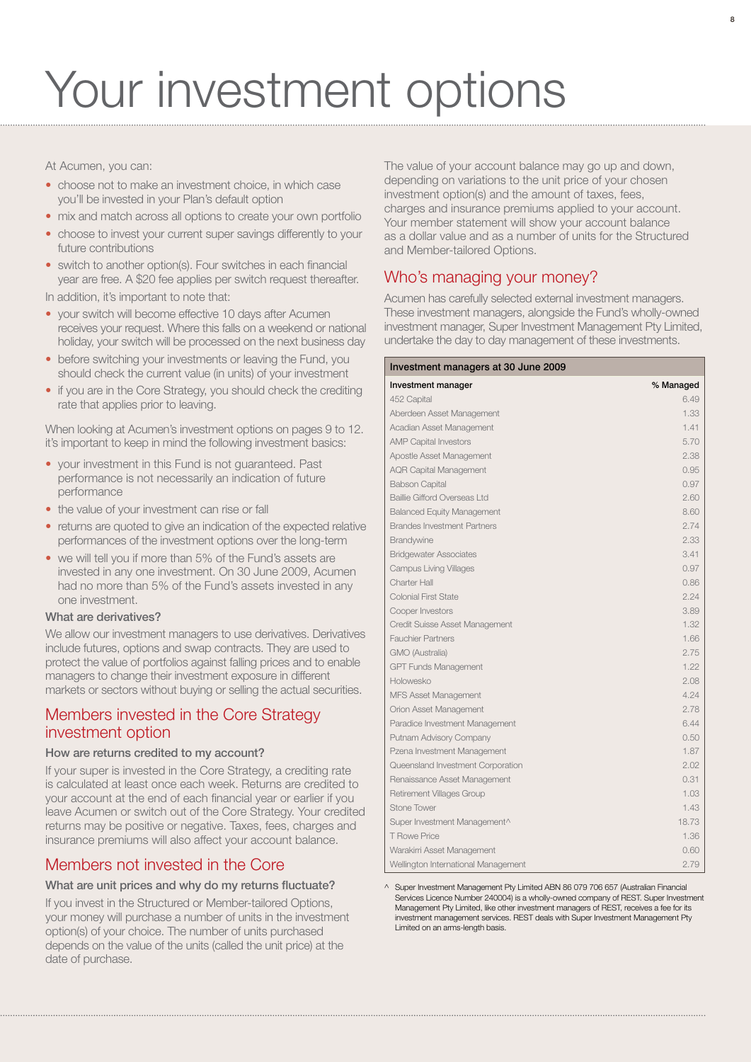# Your investment options

At Acumen, you can:

- choose not to make an investment choice, in which case you'll be invested in your Plan's default option
- mix and match across all options to create your own portfolio
- choose to invest your current super savings differently to your future contributions
- switch to another option(s). Four switches in each financial year are free. A $20 fee applies per switch request thereafter.

In addition, it's important to note that:

- your switch will become effective 10 days after Acumen receives your request. Where this falls on a weekend or national holiday, your switch will be processed on the next business day
- before switching your investments or leaving the Fund, you should check the current value (in units) of your investment
- if you are in the Core Strategy, you should check the crediting rate that applies prior to leaving.

When looking at Acumen's investment options on pages 9 to 12. it's important to keep in mind the following investment basics:

- your investment in this Fund is not guaranteed. Past performance is not necessarily an indication of future performance
- the value of your investment can rise or fall
- returns are quoted to give an indication of the expected relative performances of the investment options over the long-term
- we will tell you if more than 5% of the Fund's assets are invested in any one investment. On 30 June 2009, Acumen had no more than 5% of the Fund's assets invested in any one investment.

### What are derivatives?

We allow our investment managers to use derivatives. Derivatives include futures, options and swap contracts. They are used to protect the value of portfolios against falling prices and to enable managers to change their investment exposure in different markets or sectors without buying or selling the actual securities.

## Members invested in the Core Strategy investment option

### How are returns credited to my account?

If your super is invested in the Core Strategy, a crediting rate is calculated at least once each week. Returns are credited to your account at the end of each financial year or earlier if you leave Acumen or switch out of the Core Strategy. Your credited returns may be positive or negative. Taxes, fees, charges and insurance premiums will also affect your account balance.

## Members not invested in the Core

### What are unit prices and why do my returns fluctuate?

If you invest in the Structured or Member-tailored Options, your money will purchase a number of units in the investment option(s) of your choice. The number of units purchased depends on the value of the units (called the unit price) at the date of purchase.

The value of your account balance may go up and down, depending on variations to the unit price of your chosen investment option(s) and the amount of taxes, fees, charges and insurance premiums applied to your account. Your member statement will show your account balance as a dollar value and as a number of units for the Structured and Member-tailored Options.

## Who's managing your money?

Acumen has carefully selected external investment managers. These investment managers, alongside the Fund's wholly-owned investment manager, Super Investment Management Pty Limited, undertake the day to day management of these investments.

**Investment managers at 30 June 2009**

| Investment manager | % Managed |
|---|---|
| 452 Capital | 6.49 |
| Aberdeen Asset Management | 1.33 |
| Acadian Asset Management | 1.41 |
| AMP Capital Investors | 5.70 |
| Apostle Asset Management | 2.38 |
| AQR Capital Management | 0.95 |
| Babson Capital | 0.97 |
| Baillie Gifford Overseas Ltd | 2.60 |
| Balanced Equity Management | 8.60 |
| Brandes Investment Partners | 2.74 |
| Brandywine | 2.33 |
| Bridgewater Associates | 3.41 |
| Campus Living Villages | 0.97 |
| Charter Hall | 0.86 |
| Colonial First State | 2.24 |
| Cooper Investors | 3.89 |
| Credit Suisse Asset Management | 1.32 |
| Fauchier Partners | 1.66 |
| GMO (Australia) | 2.75 |
| GPT Funds Management | 1.22 |
| Holowesko | 2.08 |
| MFS Asset Management | 4.24 |
| Orion Asset Management | 2.78 |
| Paradice Investment Management | 6.44 |
| Putnam Advisory Company | 0.50 |
| Pzena Investment Management | 1.87 |
| Queensland Investment Corporation | 2.02 |
| Renaissance Asset Management | 0.31 |
| Retirement Villages Group | 1.03 |
| Stone Tower | 1.43 |
| Super Investment Management^ | 18.73 |
| T Rowe Price | 1.36 |
| Warakirri Asset Management | 0.60 |
| Wellington International Management | 2.79 |

^ Super Investment Management Pty Limited ABN 86 079 706 657 (Australian Financial Services Licence Number 240004) is a wholly-owned company of REST. Super Investment Management Pty Limited, like other investment managers of REST, receives a fee for its investment management services. REST deals with Super Investment Management Pty Limited on an arms-length basis.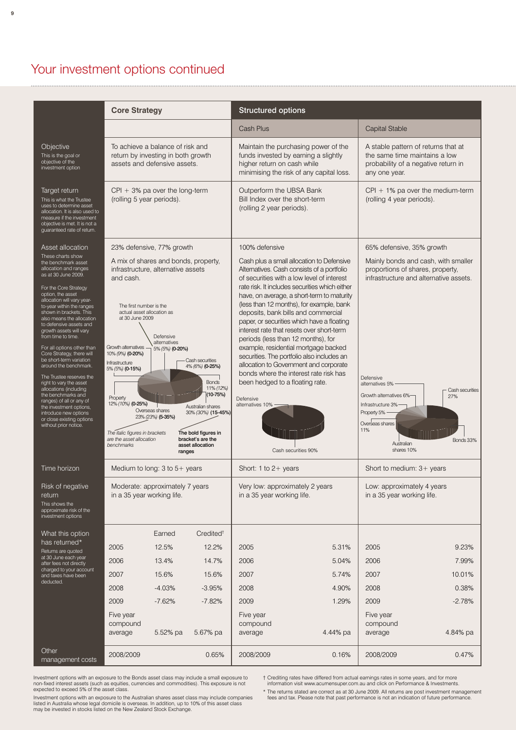# Your investment options continued

| | Core Strategy | Structured options: Cash Plus | Structured options: Capital Stable |
|---|---|---|---|
| **Objective**<br>This is the goal or objective of the investment option | To achieve a balance of risk and return by investing in both growth assets and defensive assets. | Maintain the purchasing power of the funds invested by earning a slightly higher return on cash while minimising the risk of any capital loss. | A stable pattern of returns that at the same time maintains a low probability of a negative return in any one year. |
| **Target return**<br>This is what the Trustee uses to determine asset allocation. It is also used to measure if the investment objective is met. It is not a guaranteed rate of return. | CPI + 3% pa over the long-term (rolling 5 year periods). | Outperform the UBSA Bank Bill Index over the short-term (rolling 2 year periods). | CPI + 1% pa over the medium-term (rolling 4 year periods). |
| **Asset allocation**<br>These charts show the benchmark asset allocation and ranges as at 30 June 2009.<br>For the Core Strategy option, the asset allocation will vary year-to-year within the ranges shown in brackets. This also means the allocation to defensive assets and growth assets will vary from time to time.<br>For all options other than Core Strategy, there will be short-term variation around the benchmark.<br>The Trustee reserves the right to vary the asset allocations (including the benchmarks and ranges) of all or any of the investment options, introduce new options or close existing options without prior notice. | 23% defensive, 77% growth<br>A mix of shares and bonds, property, infrastructure, alternative assets and cash.<br>The first number is the actual asset allocation as at 30 June 2009<br>Defensive alternatives 5% *(5%)* **(0-20%)**<br>Growth alternatives 10% *(9%)* **(0-20%)**<br>Cash securities 4% *(6%)* **(0-25%)**<br>Infrastructure 5% *(5%)* **(0-15%)**<br>Bonds 11% *(12%)* **(10-75%)**<br>Property 12% *(10%)* **(0-25%)**<br>Australian shares 30% *(30%)* **(15-45%)**<br>Overseas shares 23% *(23%)* **(5-35%)**<br>*The italic figures in brackets are the asset allocation benchmarks*<br>**The bold figures in bracket's are the asset allocation ranges** | 100% defensive<br>Cash plus a small allocation to Defensive Alternatives. Cash consists of a portfolio of securities with a low level of interest rate risk. It includes securities which either have, on average, a short-term to maturity (less than 12 months), for example, bank deposits, bank bills and commercial paper, or securities which have a floating interest rate that resets over short-term periods (less than 12 months), for example, residential mortgage backed securities. The portfolio also includes an allocation to Government and corporate bonds where the interest rate risk has been hedged to a floating rate.<br>Defensive alternatives 10%<br>Cash securities 90% | 65% defensive, 35% growth<br>Mainly bonds and cash, with smaller proportions of shares, property, infrastructure and alternative assets.<br>Defensive alternatives 5%<br>Cash securities 27%<br>Growth alternatives 6%<br>Infrastructure 3%<br>Property 5%<br>Overseas shares 11%<br>Australian shares 10%<br>Bonds 33% |
| **Time horizon** | Medium to long: 3 to 5+ years | Short: 1 to 2+ years | Short to medium: 3+ years |
| **Risk of negative return**<br>This shows the approximate risk of the investment options | Moderate: approximately 7 years in a 35 year working life. | Very low: approximately 2 years in a 35 year working life. | Low: approximately 4 years in a 35 year working life. |

**What this option has returned\***
Returns are quoted at 30 June each year after fees not directly charged to your account and taxes have been deducted.

| | Core Strategy Earned | Core Strategy Credited† | Cash Plus | Capital Stable |
|---|---|---|---|---|
| 2005 | 12.5% | 12.2% | 5.31% | 9.23% |
| 2006 | 13.4% | 14.7% | 5.04% | 7.99% |
| 2007 | 15.6% | 15.6% | 5.74% | 10.01% |
| 2008 | -4.03% | -3.95% | 4.90% | 0.38% |
| 2009 | -7.62% | -7.82% | 1.29% | -2.78% |
| Five year compound average | 5.52% pa | 5.67% pa | 4.44% pa | 4.84% pa |

**Other management costs**

| | Core Strategy | Cash Plus | Capital Stable |
|---|---|---|---|
| 2008/2009 | 0.65% | 0.16% | 0.47% |

Investment options with an exposure to the Bonds asset class may include a small exposure to non-fixed interest assets (such as equities, currencies and commodities). This exposure is not expected to exceed 5% of the asset class.

Investment options with an exposure to the Australian shares asset class may include companies listed in Australia whose legal domicile is overseas. In addition, up to 10% of this asset class may be invested in stocks listed on the New Zealand Stock Exchange.

† Crediting rates have differed from actual earnings rates in some years, and for more information visit www.acumensuper.com.au and click on Performance & Investments.

\* The returns stated are correct as at 30 June 2009. All returns are post investment management fees and tax. Please note that past performance is not an indication of future performance.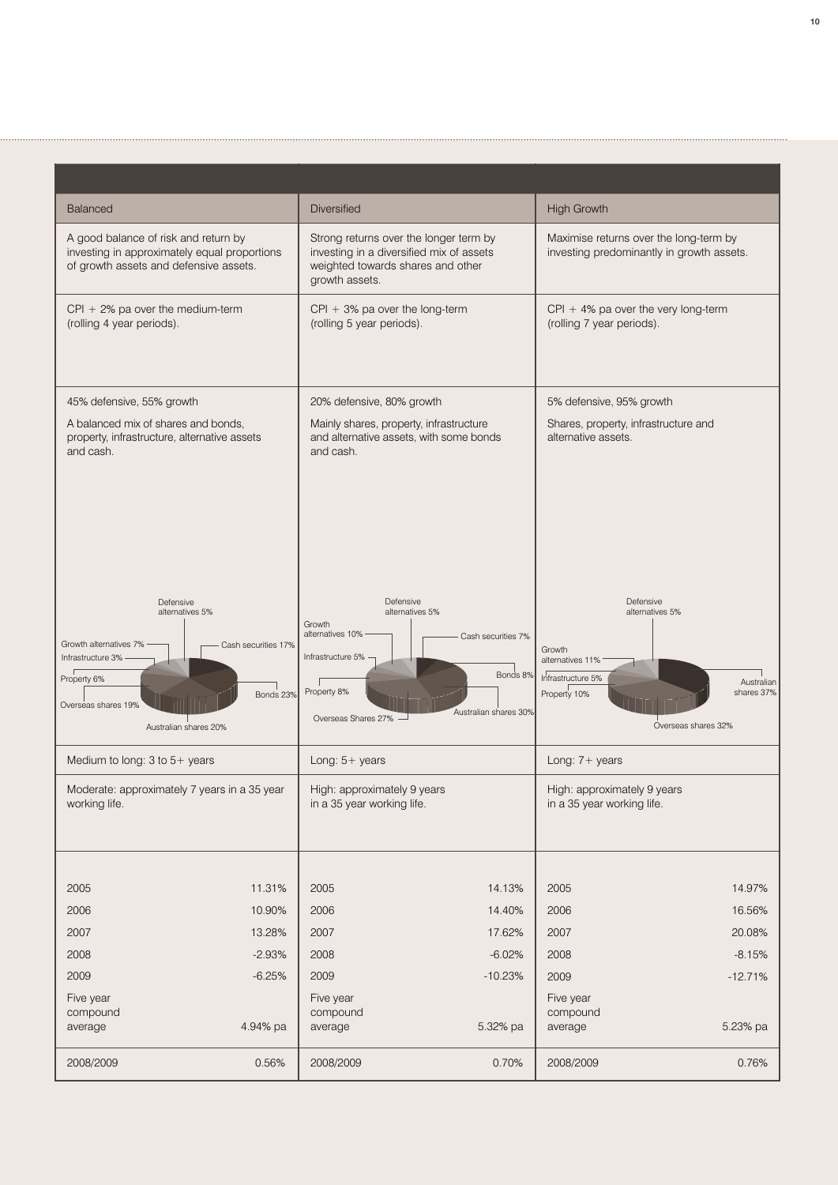| Balanced | Diversified | High Growth |
|---|---|---|
| A good balance of risk and return by investing in approximately equal proportions of growth assets and defensive assets. | Strong returns over the longer term by investing in a diversified mix of assets weighted towards shares and other growth assets. | Maximise returns over the long-term by investing predominantly in growth assets. |
| CPI + 2% pa over the medium-term (rolling 4 year periods). | CPI + 3% pa over the long-term (rolling 5 year periods). | CPI + 4% pa over the very long-term (rolling 7 year periods). |
| 45% defensive, 55% growth<br>A balanced mix of shares and bonds, property, infrastructure, alternative assets and cash. | 20% defensive, 80% growth<br>Mainly shares, property, infrastructure and alternative assets, with some bonds and cash. | 5% defensive, 95% growth<br>Shares, property, infrastructure and alternative assets. |
| Defensive alternatives 5%<br>Growth alternatives 7%<br>Cash securities 17%<br>Infrastructure 3%<br>Property 6%<br>Bonds 23%<br>Overseas shares 19%<br>Australian shares 20% | Defensive alternatives 5%<br>Growth alternatives 10%<br>Cash securities 7%<br>Infrastructure 5%<br>Bonds 8%<br>Property 8%<br>Overseas Shares 27%<br>Australian shares 30% | Defensive alternatives 5%<br>Growth alternatives 11%<br>Infrastructure 5%<br>Australian shares 37%<br>Property 10%<br>Overseas shares 32% |
| Medium to long: 3 to 5+ years | Long: 5+ years | Long: 7+ years |
| Moderate: approximately 7 years in a 35 year working life. | High: approximately 9 years in a 35 year working life. | High: approximately 9 years in a 35 year working life. |
| 2005 11.31%<br>2006 10.90%<br>2007 13.28%<br>2008 -2.93%<br>2009 -6.25%<br>Five year compound average 4.94% pa | 2005 14.13%<br>2006 14.40%<br>2007 17.62%<br>2008 -6.02%<br>2009 -10.23%<br>Five year compound average 5.32% pa | 2005 14.97%<br>2006 16.56%<br>2007 20.08%<br>2008 -8.15%<br>2009 -12.71%<br>Five year compound average 5.23% pa |
| 2008/2009 0.56% | 2008/2009 0.70% | 2008/2009 0.76% |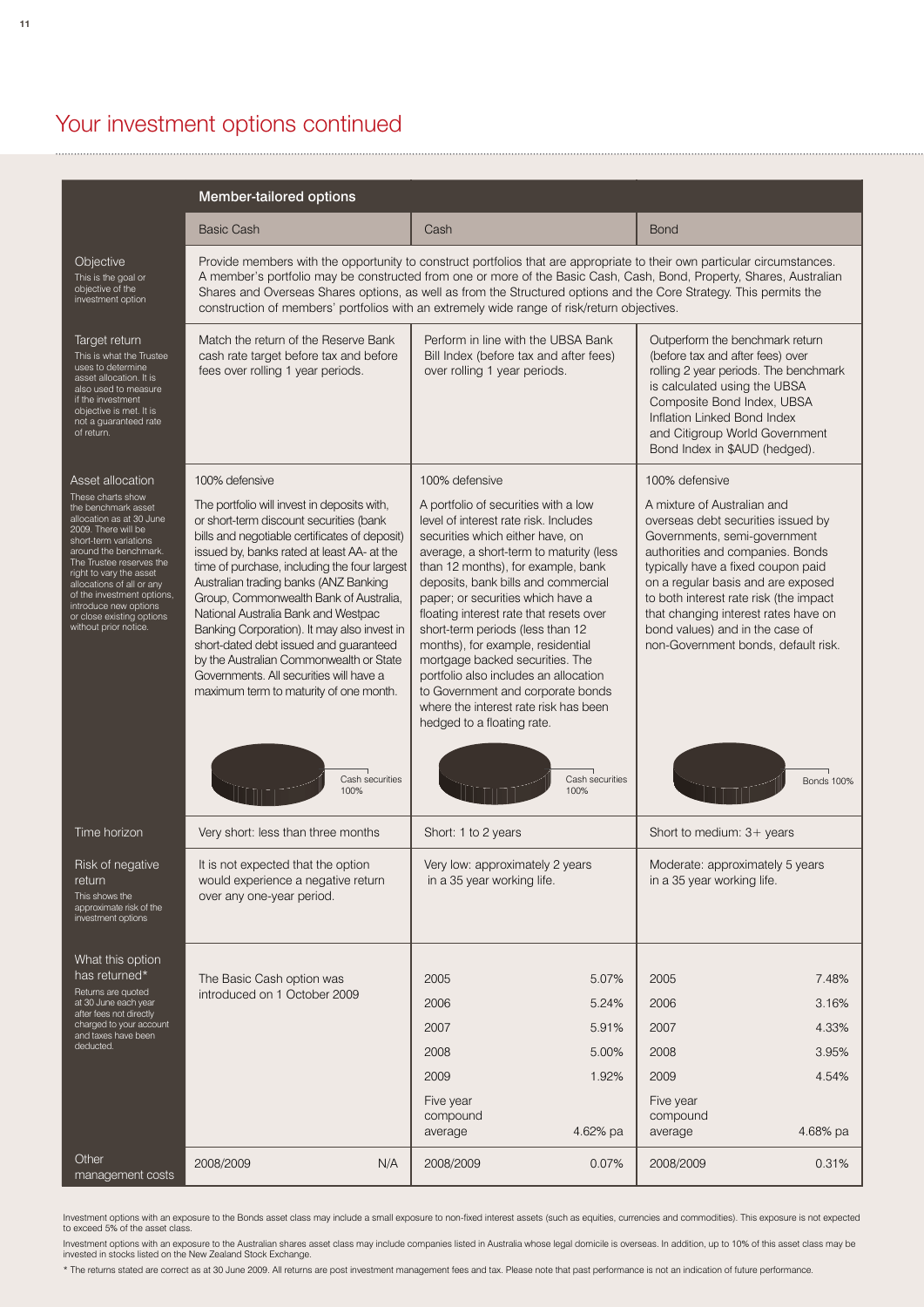# Your investment options continued

| | Member-tailored options | | |
|---|---|---|---|
| | Basic Cash | Cash | Bond |
| **Objective**<br>This is the goal or objective of the investment option | Provide members with the opportunity to construct portfolios that are appropriate to their own particular circumstances. A member's portfolio may be constructed from one or more of the Basic Cash, Cash, Bond, Property, Shares, Australian Shares and Overseas Shares options, as well as from the Structured options and the Core Strategy. This permits the construction of members' portfolios with an extremely wide range of risk/return objectives. | | |
| **Target return**<br>This is what the Trustee uses to determine asset allocation. It is also used to measure if the investment objective is met. It is not a guaranteed rate of return. | Match the return of the Reserve Bank cash rate target before tax and before fees over rolling 1 year periods. | Perform in line with the UBSA Bank Bill Index (before tax and after fees) over rolling 1 year periods. | Outperform the benchmark return (before tax and after fees) over rolling 2 year periods. The benchmark is calculated using the UBSA Composite Bond Index, UBSA Inflation Linked Bond Index and Citigroup World Government Bond Index in $AUD (hedged). |
| **Asset allocation**<br>These charts show the benchmark asset allocation as at 30 June 2009. There will be short-term variations around the benchmark. The Trustee reserves the right to vary the asset allocations of all or any of the investment options, introduce new options or close existing options without prior notice. | 100% defensive<br><br>The portfolio will invest in deposits with, or short-term discount securities (bank bills and negotiable certificates of deposit) issued by, banks rated at least AA- at the time of purchase, including the four largest Australian trading banks (ANZ Banking Group, Commonwealth Bank of Australia, National Australia Bank and Westpac Banking Corporation). It may also invest in short-dated debt issued and guaranteed by the Australian Commonwealth or State Governments. All securities will have a maximum term to maturity of one month.<br><br>Cash securities 100% | 100% defensive<br><br>A portfolio of securities with a low level of interest rate risk. Includes securities which either have, on average, a short-term to maturity (less than 12 months), for example, bank deposits, bank bills and commercial paper; or securities which have a floating interest rate that resets over short-term periods (less than 12 months), for example, residential mortgage backed securities. The portfolio also includes an allocation to Government and corporate bonds where the interest rate risk has been hedged to a floating rate.<br><br>Cash securities 100% | 100% defensive<br><br>A mixture of Australian and overseas debt securities issued by Governments, semi-government authorities and companies. Bonds typically have a fixed coupon paid on a regular basis and are exposed to both interest rate risk (the impact that changing interest rates have on bond values) and in the case of non-Government bonds, default risk.<br><br>Bonds 100% |
| **Time horizon** | Very short: less than three months | Short: 1 to 2 years | Short to medium: 3+ years |
| **Risk of negative return**<br>This shows the approximate risk of the investment options | It is not expected that the option would experience a negative return over any one-year period. | Very low: approximately 2 years in a 35 year working life. | Moderate: approximately 5 years in a 35 year working life. |
| **What this option has returned***<br>Returns are quoted at 30 June each year after fees not directly charged to your account and taxes have been deducted. | The Basic Cash option was introduced on 1 October 2009 | 2005: 5.07%<br>2006: 5.24%<br>2007: 5.91%<br>2008: 5.00%<br>2009: 1.92%<br>Five year compound average: 4.62% pa | 2005: 7.48%<br>2006: 3.16%<br>2007: 4.33%<br>2008: 3.95%<br>2009: 4.54%<br>Five year compound average: 4.68% pa |
| **Other management costs** | 2008/2009: N/A | 2008/2009: 0.07% | 2008/2009: 0.31% |

Investment options with an exposure to the Bonds asset class may include a small exposure to non-fixed interest assets (such as equities, currencies and commodities). This exposure is not expected to exceed 5% of the asset class.

Investment options with an exposure to the Australian shares asset class may include companies listed in Australia whose legal domicile is overseas. In addition, up to 10% of this asset class may be invested in stocks listed on the New Zealand Stock Exchange.

* The returns stated are correct as at 30 June 2009. All returns are post investment management fees and tax. Please note that past performance is not an indication of future performance.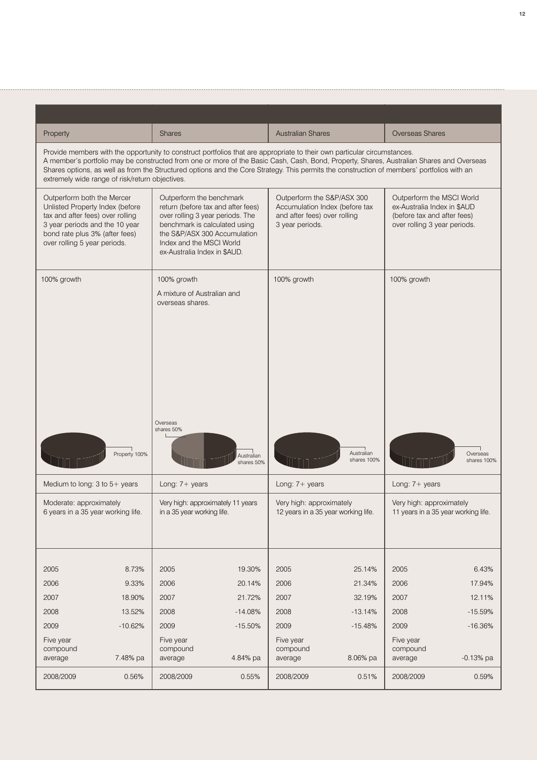| Property | Shares | Australian Shares | Overseas Shares |
|---|---|---|---|
| Provide members with the opportunity to construct portfolios that are appropriate to their own particular circumstances. A member's portfolio may be constructed from one or more of the Basic Cash, Cash, Bond, Property, Shares, Australian Shares and Overseas Shares options, as well as from the Structured options and the Core Strategy. This permits the construction of members' portfolios with an extremely wide range of risk/return objectives. | | | |
| Outperform both the Mercer Unlisted Property Index (before tax and after fees) over rolling 3 year periods and the 10 year bond rate plus 3% (after fees) over rolling 5 year periods. | Outperform the benchmark return (before tax and after fees) over rolling 3 year periods. The benchmark is calculated using the S&P/ASX 300 Accumulation Index and the MSCI World ex-Australia Index in $AUD. | Outperform the S&P/ASX 300 Accumulation Index (before tax and after fees) over rolling 3 year periods. | Outperform the MSCI World ex-Australia Index in $AUD (before tax and after fees) over rolling 3 year periods. |
| 100% growth<br><br>Property 100% | 100% growth<br>A mixture of Australian and overseas shares.<br><br>Overseas shares 50%<br>Australian shares 50% | 100% growth<br><br>Australian shares 100% | 100% growth<br><br>Overseas shares 100% |
| Medium to long: 3 to 5+ years | Long: 7+ years | Long: 7+ years | Long: 7+ years |
| Moderate: approximately 6 years in a 35 year working life. | Very high: approximately 11 years in a 35 year working life. | Very high: approximately 12 years in a 35 year working life. | Very high: approximately 11 years in a 35 year working life. |
| 2005 8.73%<br>2006 9.33%<br>2007 18.90%<br>2008 13.52%<br>2009 -10.62%<br>Five year compound average 7.48% pa | 2005 19.30%<br>2006 20.14%<br>2007 21.72%<br>2008 -14.08%<br>2009 -15.50%<br>Five year compound average 4.84% pa | 2005 25.14%<br>2006 21.34%<br>2007 32.19%<br>2008 -13.14%<br>2009 -15.48%<br>Five year compound average 8.06% pa | 2005 6.43%<br>2006 17.94%<br>2007 12.11%<br>2008 -15.59%<br>2009 -16.36%<br>Five year compound average -0.13% pa |
| 2008/2009 0.56% | 2008/2009 0.55% | 2008/2009 0.51% | 2008/2009 0.59% |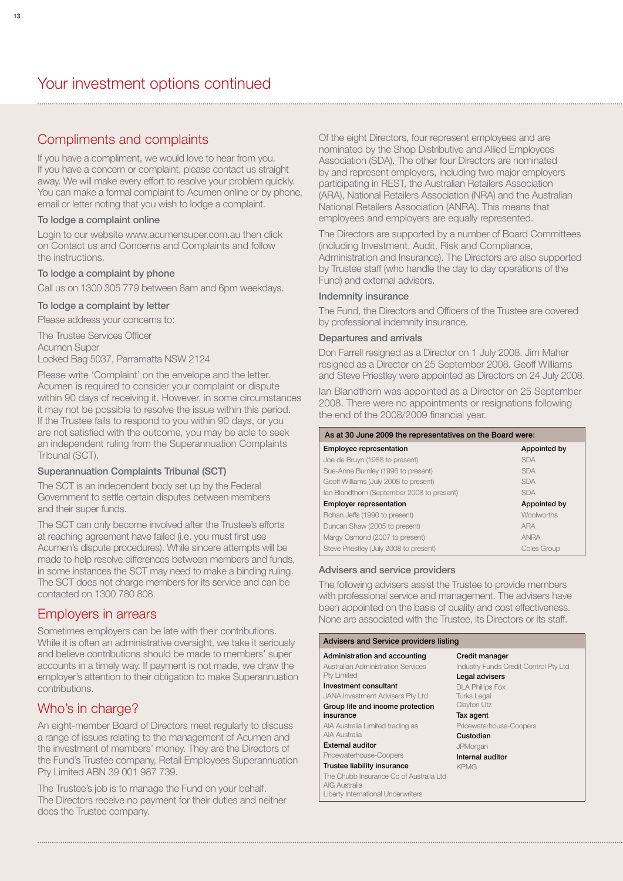# Your investment options continued

## Compliments and complaints

If you have a compliment, we would love to hear from you. If you have a concern or complaint, please contact us straight away. We will make every effort to resolve your problem quickly. You can make a formal complaint to Acumen online or by phone, email or letter noting that you wish to lodge a complaint.

### To lodge a complaint online

Login to our website www.acumensuper.com.au then click on Contact us and Concerns and Complaints and follow the instructions.

### To lodge a complaint by phone

Call us on 1300 305 779 between 8am and 6pm weekdays.

### To lodge a complaint by letter

Please address your concerns to:

The Trustee Services Officer
Acumen Super
Locked Bag 5037, Parramatta NSW 2124

Please write 'Complaint' on the envelope and the letter. Acumen is required to consider your complaint or dispute within 90 days of receiving it. However, in some circumstances it may not be possible to resolve the issue within this period. If the Trustee fails to respond to you within 90 days, or you are not satisfied with the outcome, you may be able to seek an independent ruling from the Superannuation Complaints Tribunal (SCT).

### Superannuation Complaints Tribunal (SCT)

The SCT is an independent body set up by the Federal Government to settle certain disputes between members and their super funds.

The SCT can only become involved after the Trustee's efforts at reaching agreement have failed (i.e. you must first use Acumen's dispute procedures). While sincere attempts will be made to help resolve differences between members and funds, in some instances the SCT may need to make a binding ruling. The SCT does not charge members for its service and can be contacted on 1300 780 808.

## Employers in arrears

Sometimes employers can be late with their contributions. While it is often an administrative oversight, we take it seriously and believe contributions should be made to members' super accounts in a timely way. If payment is not made, we draw the employer's attention to their obligation to make Superannuation contributions.

## Who's in charge?

An eight-member Board of Directors meet regularly to discuss a range of issues relating to the management of Acumen and the investment of members' money. They are the Directors of the Fund's Trustee company, Retail Employees Superannuation Pty Limited ABN 39 001 987 739.

The Trustee's job is to manage the Fund on your behalf. The Directors receive no payment for their duties and neither does the Trustee company.

Of the eight Directors, four represent employees and are nominated by the Shop Distributive and Allied Employees Association (SDA). The other four Directors are nominated by and represent employers, including two major employers participating in REST, the Australian Retailers Association (ARA), National Retailers Association (NRA) and the Australian National Retailers Association (ANRA). This means that employees and employers are equally represented.

The Directors are supported by a number of Board Committees (including Investment, Audit, Risk and Compliance, Administration and Insurance). The Directors are also supported by Trustee staff (who handle the day to day operations of the Fund) and external advisers.

### Indemnity insurance

The Fund, the Directors and Officers of the Trustee are covered by professional indemnity insurance.

### Departures and arrivals

Don Farrell resigned as a Director on 1 July 2008. Jim Maher resigned as a Director on 25 September 2008. Geoff Williams and Steve Priestley were appointed as Directors on 24 July 2008.

Ian Blandthorn was appointed as a Director on 25 September 2008. There were no appointments or resignations following the end of the 2008/2009 financial year.

| As at 30 June 2009 the representatives on the Board were: | |
|---|---|
| **Employee representation** | **Appointed by** |
| Joe de Bruyn (1988 to present) | SDA |
| Sue-Anne Burnley (1996 to present) | SDA |
| Geoff Williams (July 2008 to present) | SDA |
| Ian Blandthorn (September 2008 to present) | SDA |
| **Employer representation** | **Appointed by** |
| Rohan Jeffs (1990 to present) | Woolworths |
| Duncan Shaw (2005 to present) | ARA |
| Margy Osmond (2007 to present) | ANRA |
| Steve Priestley (July 2008 to present) | Coles Group |

### Advisers and service providers

The following advisers assist the Trustee to provide members with professional service and management. The advisers have been appointed on the basis of quality and cost effectiveness. None are associated with the Trustee, its Directors or its staff.

**Advisers and Service providers listing**

**Administration and accounting**
Australian Administration Services Pty Limited

**Investment consultant**
JANA Investment Advisers Pty Ltd

**Group life and income protection insurance**
AIA Australia Limited trading as AIA Australia

**External auditor**
Pricewaterhouse-Coopers

**Trustee liability insurance**
The Chubb Insurance Co of Australia Ltd
AIG Australia
Liberty International Underwriters

**Credit manager**
Industry Funds Credit Control Pty Ltd

**Legal advisers**
DLA Phillips Fox
Turks Legal
Clayton Utz

**Tax agent**
Pricewaterhouse-Coopers

**Custodian**
JPMorgan

**Internal auditor**
KPMG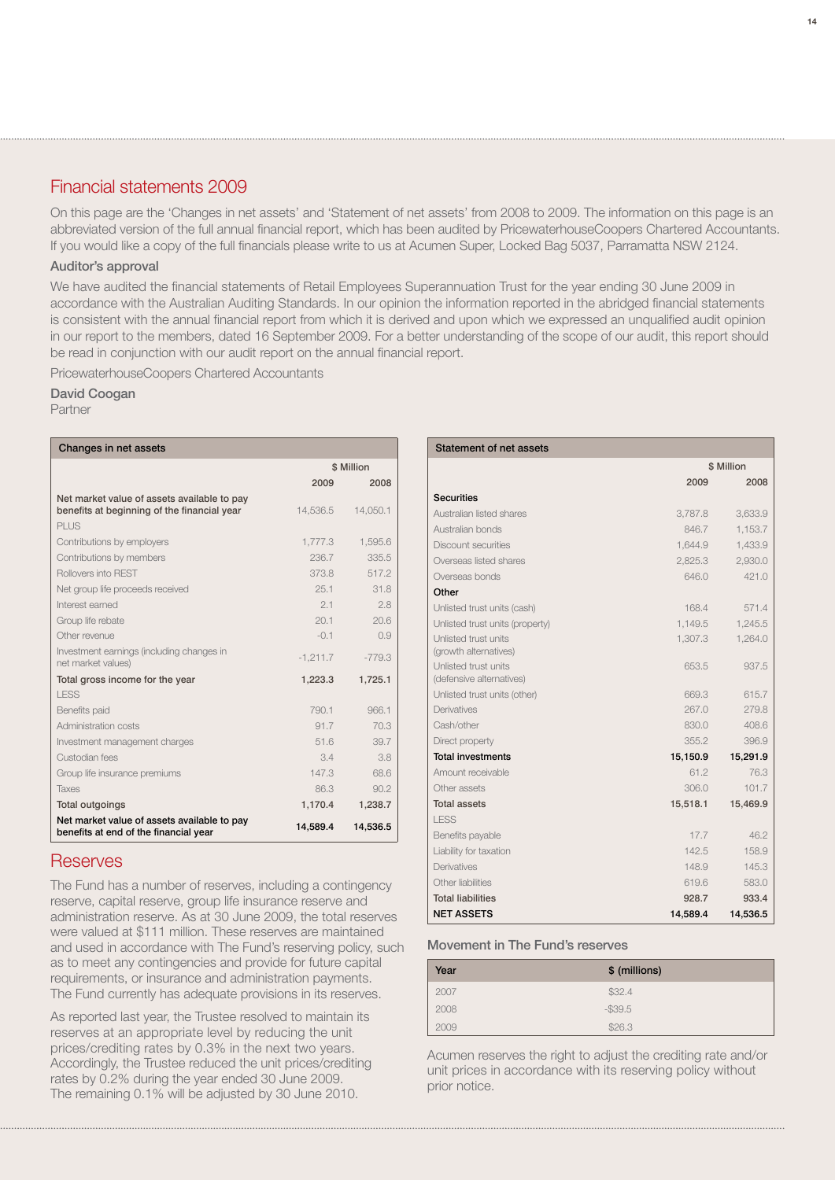# Financial statements 2009

On this page are the 'Changes in net assets' and 'Statement of net assets' from 2008 to 2009. The information on this page is an abbreviated version of the full annual financial report, which has been audited by PricewaterhouseCoopers Chartered Accountants. If you would like a copy of the full financials please write to us at Acumen Super, Locked Bag 5037, Parramatta NSW 2124.

### Auditor's approval

We have audited the financial statements of Retail Employees Superannuation Trust for the year ending 30 June 2009 in accordance with the Australian Auditing Standards. In our opinion the information reported in the abridged financial statements is consistent with the annual financial report from which it is derived and upon which we expressed an unqualified audit opinion in our report to the members, dated 16 September 2009. For a better understanding of the scope of our audit, this report should be read in conjunction with our audit report on the annual financial report.

PricewaterhouseCoopers Chartered Accountants

**David Coogan**
Partner

| Changes in net assets | $ Million | |
|---|---|---|
| | 2009 | 2008 |
| Net market value of assets available to pay benefits at beginning of the financial year | 14,536.5 | 14,050.1 |
| PLUS | | |
| Contributions by employers | 1,777.3 | 1,595.6 |
| Contributions by members | 236.7 | 335.5 |
| Rollovers into REST | 373.8 | 517.2 |
| Net group life proceeds received | 25.1 | 31.8 |
| Interest earned | 2.1 | 2.8 |
| Group life rebate | 20.1 | 20.6 |
| Other revenue | -0.1 | 0.9 |
| Investment earnings (including changes in net market values) | -1,211.7 | -779.3 |
| **Total gross income for the year** | **1,223.3** | **1,725.1** |
| LESS | | |
| Benefits paid | 790.1 | 966.1 |
| Administration costs | 91.7 | 70.3 |
| Investment management charges | 51.6 | 39.7 |
| Custodian fees | 3.4 | 3.8 |
| Group life insurance premiums | 147.3 | 68.6 |
| Taxes | 86.3 | 90.2 |
| **Total outgoings** | **1,170.4** | **1,238.7** |
| **Net market value of assets available to pay benefits at end of the financial year** | **14,589.4** | **14,536.5** |

## Reserves

The Fund has a number of reserves, including a contingency reserve, capital reserve, group life insurance reserve and administration reserve. As at 30 June 2009, the total reserves were valued at $111 million. These reserves are maintained and used in accordance with The Fund's reserving policy, such as to meet any contingencies and provide for future capital requirements, or insurance and administration payments. The Fund currently has adequate provisions in its reserves.

As reported last year, the Trustee resolved to maintain its reserves at an appropriate level by reducing the unit prices/crediting rates by 0.3% in the next two years. Accordingly, the Trustee reduced the unit prices/crediting rates by 0.2% during the year ended 30 June 2009. The remaining 0.1% will be adjusted by 30 June 2010.

| Statement of net assets | $ Million | |
|---|---|---|
| | 2009 | 2008 |
| **Securities** | | |
| Australian listed shares | 3,787.8 | 3,633.9 |
| Australian bonds | 846.7 | 1,153.7 |
| Discount securities | 1,644.9 | 1,433.9 |
| Overseas listed shares | 2,825.3 | 2,930.0 |
| Overseas bonds | 646.0 | 421.0 |
| **Other** | | |
| Unlisted trust units (cash) | 168.4 | 571.4 |
| Unlisted trust units (property) | 1,149.5 | 1,245.5 |
| Unlisted trust units (growth alternatives) | 1,307.3 | 1,264.0 |
| Unlisted trust units (defensive alternatives) | 653.5 | 937.5 |
| Unlisted trust units (other) | 669.3 | 615.7 |
| Derivatives | 267.0 | 279.8 |
| Cash/other | 830.0 | 408.6 |
| Direct property | 355.2 | 396.9 |
| **Total investments** | **15,150.9** | **15,291.9** |
| Amount receivable | 61.2 | 76.3 |
| Other assets | 306.0 | 101.7 |
| **Total assets** | **15,518.1** | **15,469.9** |
| LESS | | |
| Benefits payable | 17.7 | 46.2 |
| Liability for taxation | 142.5 | 158.9 |
| Derivatives | 148.9 | 145.3 |
| Other liabilities | 619.6 | 583.0 |
| **Total liabilities** | **928.7** | **933.4** |
| **NET ASSETS** | **14,589.4** | **14,536.5** |

### Movement in The Fund's reserves

| Year | $ (millions) |
|---|---|
| 2007 | $32.4 |
| 2008 | -$39.5 |
| 2009 | $26.3 |

Acumen reserves the right to adjust the crediting rate and/or unit prices in accordance with its reserving policy without prior notice.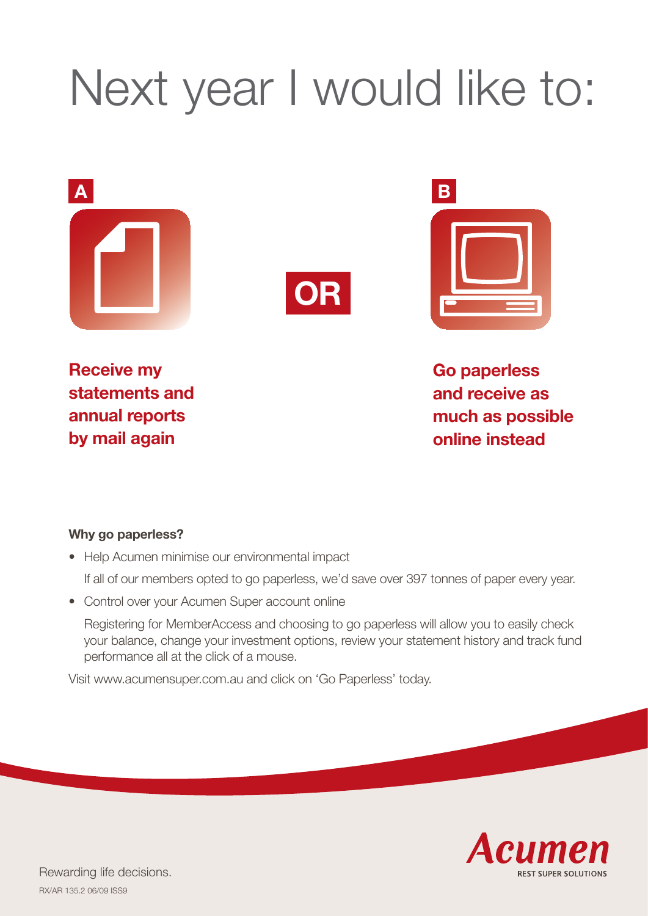# Next year I would like to:

**A**

**Receive my statements and annual reports by mail again**

**OR**

**B**

**Go paperless and receive as much as possible online instead**

**Why go paperless?**

- Help Acumen minimise our environmental impact

  If all of our members opted to go paperless, we'd save over 397 tonnes of paper every year.

- Control over your Acumen Super account online

  Registering for MemberAccess and choosing to go paperless will allow you to easily check your balance, change your investment options, review your statement history and track fund performance all at the click of a mouse.

Visit www.acumensuper.com.au and click on 'Go Paperless' today.

Acumen
REST SUPER SOLUTIONS

Rewarding life decisions.

RX/AR 135.2 06/09 ISS9